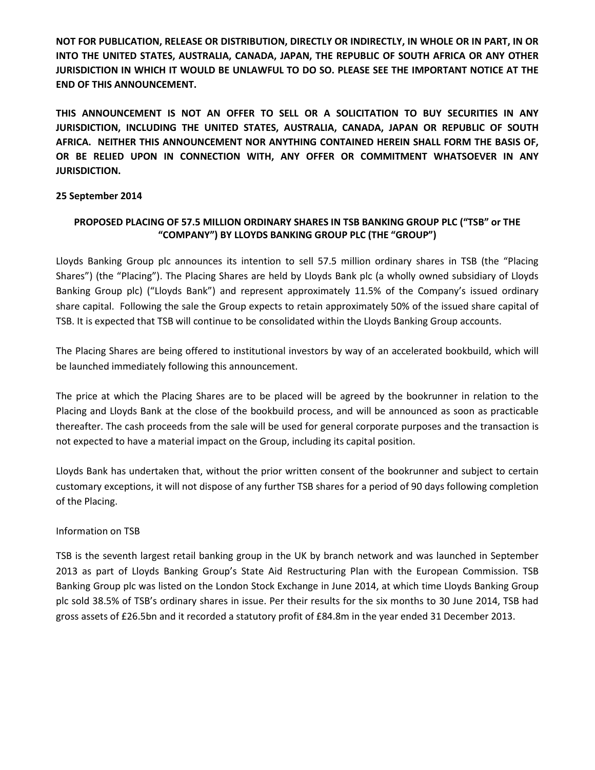**NOT FOR PUBLICATION, RELEASE OR DISTRIBUTION, DIRECTLY OR INDIRECTLY, IN WHOLE OR IN PART, IN OR INTO THE UNITED STATES, AUSTRALIA, CANADA, JAPAN, THE REPUBLIC OF SOUTH AFRICA OR ANY OTHER JURISDICTION IN WHICH IT WOULD BE UNLAWFUL TO DO SO. PLEASE SEE THE IMPORTANT NOTICE AT THE END OF THIS ANNOUNCEMENT.**

**THIS ANNOUNCEMENT IS NOT AN OFFER TO SELL OR A SOLICITATION TO BUY SECURITIES IN ANY JURISDICTION, INCLUDING THE UNITED STATES, AUSTRALIA, CANADA, JAPAN OR REPUBLIC OF SOUTH AFRICA. NEITHER THIS ANNOUNCEMENT NOR ANYTHING CONTAINED HEREIN SHALL FORM THE BASIS OF, OR BE RELIED UPON IN CONNECTION WITH, ANY OFFER OR COMMITMENT WHATSOEVER IN ANY JURISDICTION.**

**25 September 2014**

## PROPOSED PLACING OF 57.5 MILLION ORDINARY SHARES IN TSB BANKING GROUP PLC ("TSB" or THE "COMPANY") BY LLOYDS BANKING GROUP PLC (THE "GROUP")

Lloyds Banking Group plc announces its intention to sell 57.5 million ordinary shares in TSB (the "Placing Shares") (the "Placing"). The Placing Shares are held by Lloyds Bank plc (a wholly owned subsidiary of Lloyds Banking Group plc) ("Lloyds Bank") and represent approximately 11.5% of the Company's issued ordinary share capital. Following the sale the Group expects to retain approximately 50% of the issued share capital of TSB. It is expected that TSB will continue to be consolidated within the Lloyds Banking Group accounts.

The Placing Shares are being offered to institutional investors by way of an accelerated bookbuild, which will be launched immediately following this announcement.

The price at which the Placing Shares are to be placed will be agreed by the bookrunner in relation to the Placing and Lloyds Bank at the close of the bookbuild process, and will be announced as soon as practicable thereafter. The cash proceeds from the sale will be used for general corporate purposes and the transaction is not expected to have a material impact on the Group, including its capital position.

Lloyds Bank has undertaken that, without the prior written consent of the bookrunner and subject to certain customary exceptions, it will not dispose of any further TSB shares for a period of 90 days following completion of the Placing.

Information on TSB

TSB is the seventh largest retail banking group in the UK by branch network and was launched in September 2013 as part of Lloyds Banking Group's State Aid Restructuring Plan with the European Commission. TSB Banking Group plc was listed on the London Stock Exchange in June 2014, at which time Lloyds Banking Group plc sold 38.5% of TSB's ordinary shares in issue. Per their results for the six months to 30 June 2014, TSB had gross assets of £26.5bn and it recorded a statutory profit of £84.8m in the year ended 31 December 2013.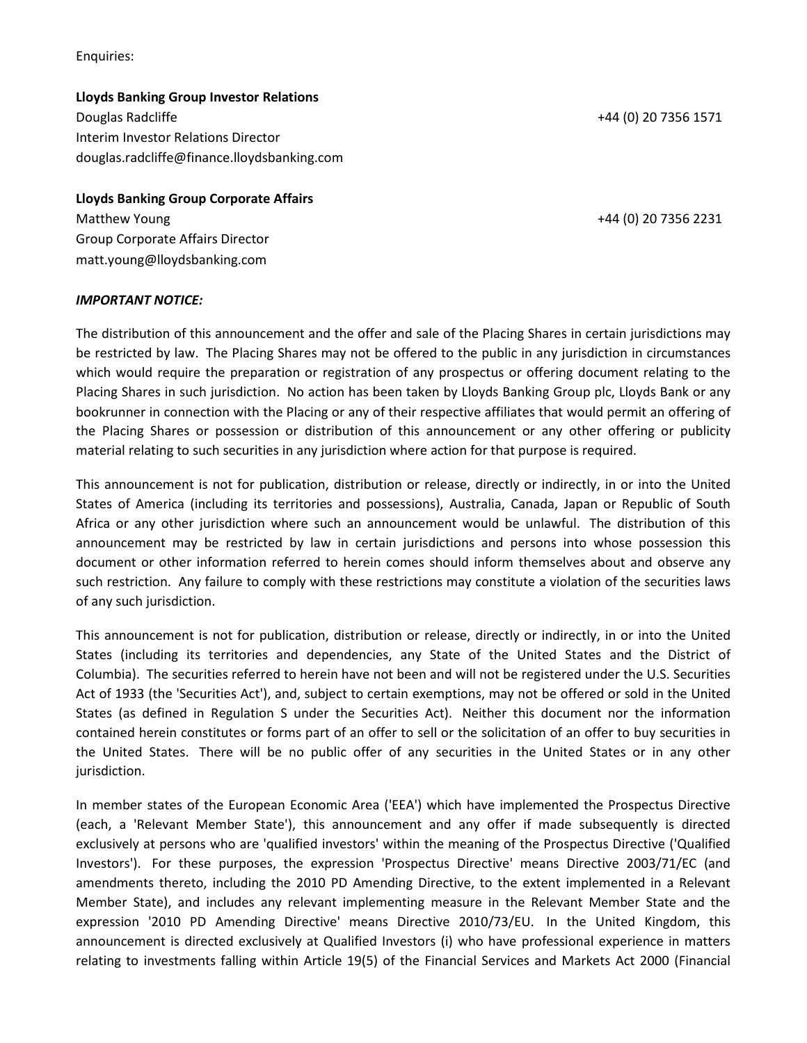Enquiries:

**Lloyds Banking Group Investor Relations**

Douglas Radcliffe +44 (0) 20 7356 1571
Interim Investor Relations Director
douglas.radcliffe@finance.lloydsbanking.com

**Lloyds Banking Group Corporate Affairs**

Matthew Young +44 (0) 20 7356 2231
Group Corporate Affairs Director
matt.young@lloydsbanking.com

***IMPORTANT NOTICE:***

The distribution of this announcement and the offer and sale of the Placing Shares in certain jurisdictions may be restricted by law. The Placing Shares may not be offered to the public in any jurisdiction in circumstances which would require the preparation or registration of any prospectus or offering document relating to the Placing Shares in such jurisdiction. No action has been taken by Lloyds Banking Group plc, Lloyds Bank or any bookrunner in connection with the Placing or any of their respective affiliates that would permit an offering of the Placing Shares or possession or distribution of this announcement or any other offering or publicity material relating to such securities in any jurisdiction where action for that purpose is required.

This announcement is not for publication, distribution or release, directly or indirectly, in or into the United States of America (including its territories and possessions), Australia, Canada, Japan or Republic of South Africa or any other jurisdiction where such an announcement would be unlawful. The distribution of this announcement may be restricted by law in certain jurisdictions and persons into whose possession this document or other information referred to herein comes should inform themselves about and observe any such restriction. Any failure to comply with these restrictions may constitute a violation of the securities laws of any such jurisdiction.

This announcement is not for publication, distribution or release, directly or indirectly, in or into the United States (including its territories and dependencies, any State of the United States and the District of Columbia). The securities referred to herein have not been and will not be registered under the U.S. Securities Act of 1933 (the 'Securities Act'), and, subject to certain exemptions, may not be offered or sold in the United States (as defined in Regulation S under the Securities Act). Neither this document nor the information contained herein constitutes or forms part of an offer to sell or the solicitation of an offer to buy securities in the United States. There will be no public offer of any securities in the United States or in any other jurisdiction.

In member states of the European Economic Area ('EEA') which have implemented the Prospectus Directive (each, a 'Relevant Member State'), this announcement and any offer if made subsequently is directed exclusively at persons who are 'qualified investors' within the meaning of the Prospectus Directive ('Qualified Investors'). For these purposes, the expression 'Prospectus Directive' means Directive 2003/71/EC (and amendments thereto, including the 2010 PD Amending Directive, to the extent implemented in a Relevant Member State), and includes any relevant implementing measure in the Relevant Member State and the expression '2010 PD Amending Directive' means Directive 2010/73/EU. In the United Kingdom, this announcement is directed exclusively at Qualified Investors (i) who have professional experience in matters relating to investments falling within Article 19(5) of the Financial Services and Markets Act 2000 (Financial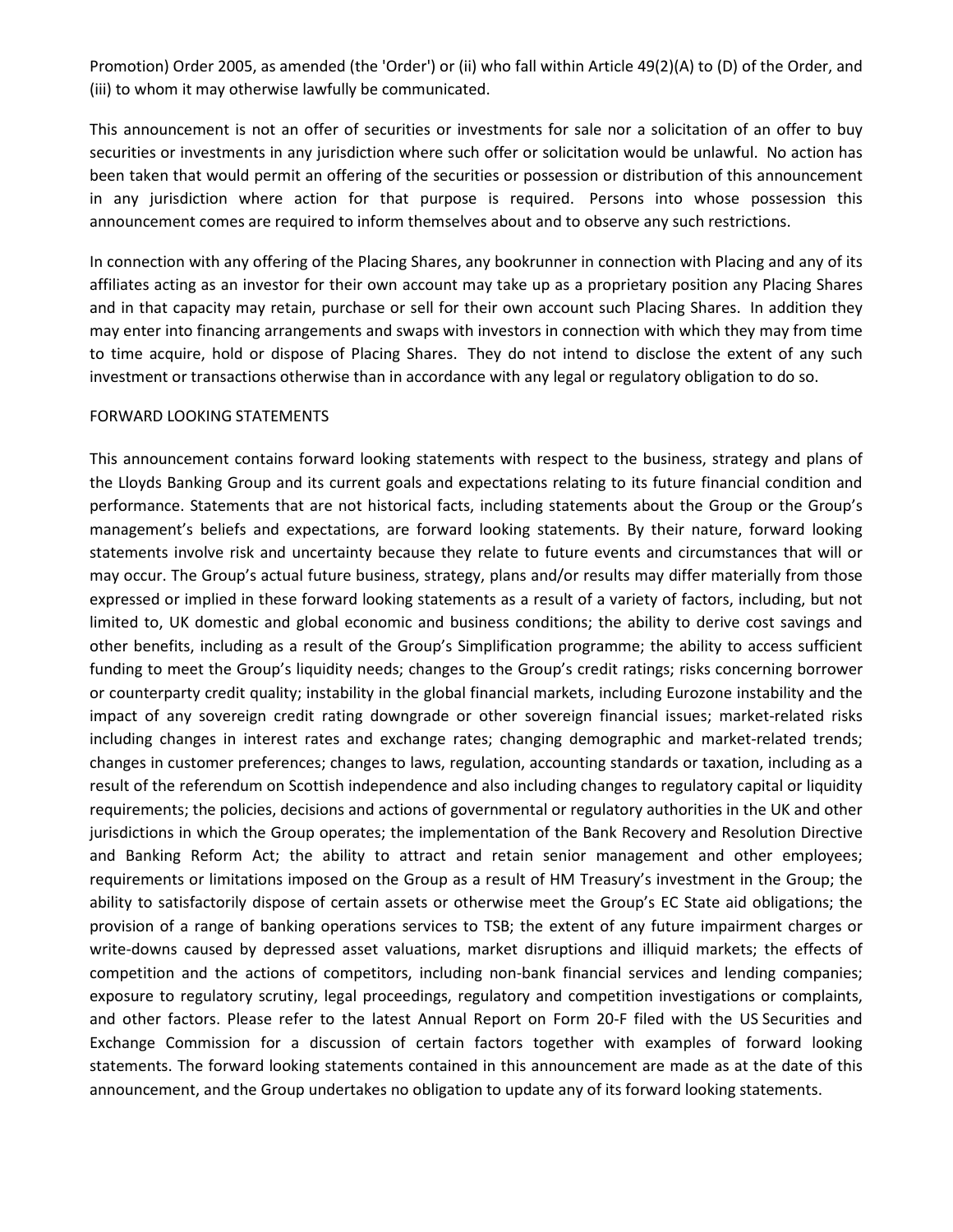Promotion) Order 2005, as amended (the 'Order') or (ii) who fall within Article 49(2)(A) to (D) of the Order, and (iii) to whom it may otherwise lawfully be communicated.

This announcement is not an offer of securities or investments for sale nor a solicitation of an offer to buy securities or investments in any jurisdiction where such offer or solicitation would be unlawful. No action has been taken that would permit an offering of the securities or possession or distribution of this announcement in any jurisdiction where action for that purpose is required. Persons into whose possession this announcement comes are required to inform themselves about and to observe any such restrictions.

In connection with any offering of the Placing Shares, any bookrunner in connection with Placing and any of its affiliates acting as an investor for their own account may take up as a proprietary position any Placing Shares and in that capacity may retain, purchase or sell for their own account such Placing Shares. In addition they may enter into financing arrangements and swaps with investors in connection with which they may from time to time acquire, hold or dispose of Placing Shares. They do not intend to disclose the extent of any such investment or transactions otherwise than in accordance with any legal or regulatory obligation to do so.

FORWARD LOOKING STATEMENTS

This announcement contains forward looking statements with respect to the business, strategy and plans of the Lloyds Banking Group and its current goals and expectations relating to its future financial condition and performance. Statements that are not historical facts, including statements about the Group or the Group's management's beliefs and expectations, are forward looking statements. By their nature, forward looking statements involve risk and uncertainty because they relate to future events and circumstances that will or may occur. The Group's actual future business, strategy, plans and/or results may differ materially from those expressed or implied in these forward looking statements as a result of a variety of factors, including, but not limited to, UK domestic and global economic and business conditions; the ability to derive cost savings and other benefits, including as a result of the Group's Simplification programme; the ability to access sufficient funding to meet the Group's liquidity needs; changes to the Group's credit ratings; risks concerning borrower or counterparty credit quality; instability in the global financial markets, including Eurozone instability and the impact of any sovereign credit rating downgrade or other sovereign financial issues; market-related risks including changes in interest rates and exchange rates; changing demographic and market-related trends; changes in customer preferences; changes to laws, regulation, accounting standards or taxation, including as a result of the referendum on Scottish independence and also including changes to regulatory capital or liquidity requirements; the policies, decisions and actions of governmental or regulatory authorities in the UK and other jurisdictions in which the Group operates; the implementation of the Bank Recovery and Resolution Directive and Banking Reform Act; the ability to attract and retain senior management and other employees; requirements or limitations imposed on the Group as a result of HM Treasury's investment in the Group; the ability to satisfactorily dispose of certain assets or otherwise meet the Group's EC State aid obligations; the provision of a range of banking operations services to TSB; the extent of any future impairment charges or write-downs caused by depressed asset valuations, market disruptions and illiquid markets; the effects of competition and the actions of competitors, including non-bank financial services and lending companies; exposure to regulatory scrutiny, legal proceedings, regulatory and competition investigations or complaints, and other factors. Please refer to the latest Annual Report on Form 20-F filed with the US Securities and Exchange Commission for a discussion of certain factors together with examples of forward looking statements. The forward looking statements contained in this announcement are made as at the date of this announcement, and the Group undertakes no obligation to update any of its forward looking statements.